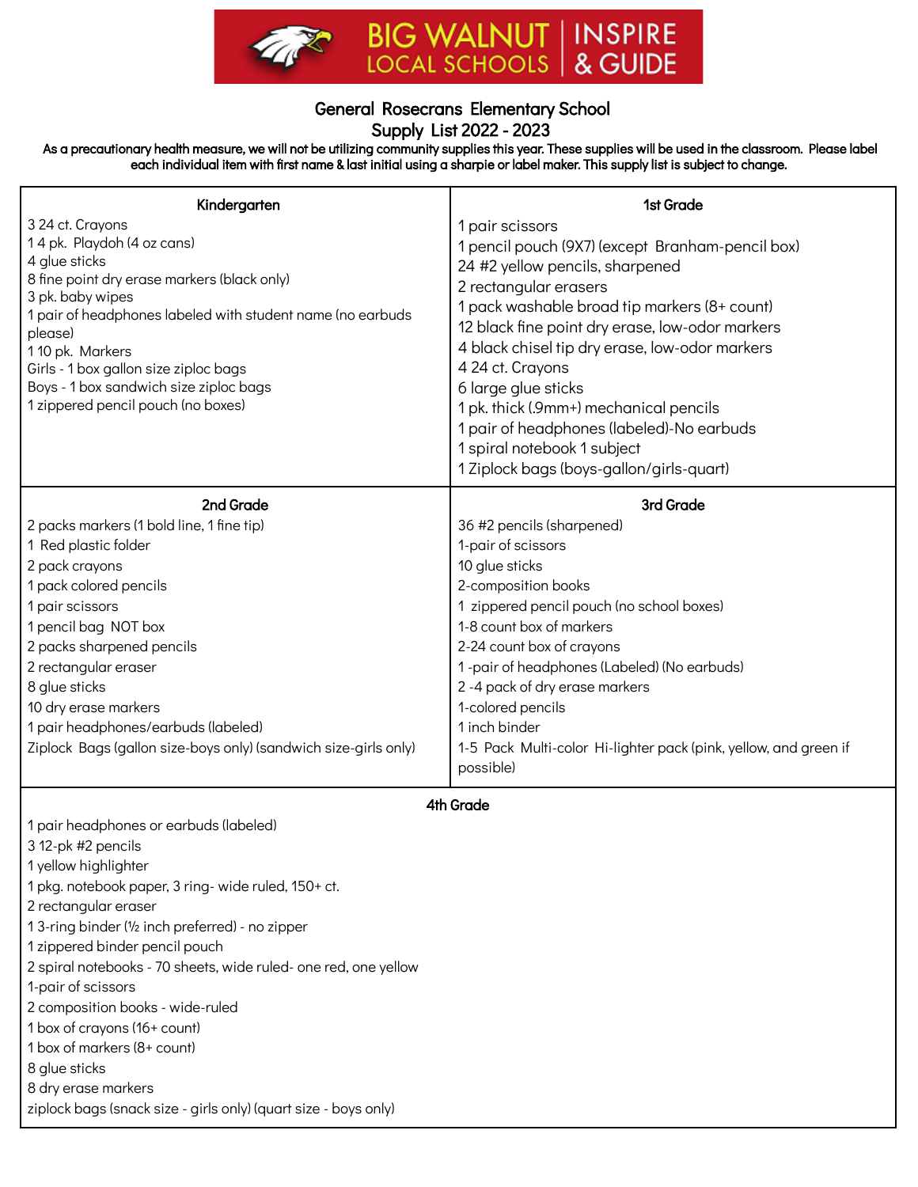BIG WALNUT LOCAL SCHOOLS | INSPIRE & GUIDE

# General Rosecrans Elementary School

## Supply List 2022 - 2023

**As a precautionary health measure, we will not be utilizing community supplies this year. These supplies will be used in the classroom. Please label each individual item with first name & last initial using a sharpie or label maker. This supply list is subject to change.**

### Kindergarten

3 24 ct. Crayons
1 4 pk. Playdoh (4 oz cans)
4 glue sticks
8 fine point dry erase markers (black only)
3 pk. baby wipes
1 pair of headphones labeled with student name (no earbuds please)
1 10 pk. Markers
Girls - 1 box gallon size ziploc bags
Boys - 1 box sandwich size ziploc bags
1 zippered pencil pouch (no boxes)

### 1st Grade

1 pair scissors
1 pencil pouch (9X7) (except Branham-pencil box)
24 #2 yellow pencils, sharpened
2 rectangular erasers
1 pack washable broad tip markers (8+ count)
12 black fine point dry erase, low-odor markers
4 black chisel tip dry erase, low-odor markers
4 24 ct. Crayons
6 large glue sticks
1 pk. thick (.9mm+) mechanical pencils
1 pair of headphones (labeled)-No earbuds
1 spiral notebook 1 subject
1 Ziplock bags (boys-gallon/girls-quart)

### 2nd Grade

2 packs markers (1 bold line, 1 fine tip)
1 Red plastic folder
2 pack crayons
1 pack colored pencils
1 pair scissors
1 pencil bag NOT box
2 packs sharpened pencils
2 rectangular eraser
8 glue sticks
10 dry erase markers
1 pair headphones/earbuds (labeled)
Ziplock Bags (gallon size-boys only) (sandwich size-girls only)

### 3rd Grade

36 #2 pencils (sharpened)
1-pair of scissors
10 glue sticks
2-composition books
1 zippered pencil pouch (no school boxes)
1-8 count box of markers
2-24 count box of crayons
1 -pair of headphones (Labeled) (No earbuds)
2 -4 pack of dry erase markers
1-colored pencils
1 inch binder
1-5 Pack Multi-color Hi-lighter pack (pink, yellow, and green if possible)

### 4th Grade

1 pair headphones or earbuds (labeled)
3 12-pk #2 pencils
1 yellow highlighter
1 pkg. notebook paper, 3 ring- wide ruled, 150+ ct.
2 rectangular eraser
1 3-ring binder (½ inch preferred) - no zipper
1 zippered binder pencil pouch
2 spiral notebooks - 70 sheets, wide ruled- one red, one yellow
1-pair of scissors
2 composition books - wide-ruled
1 box of crayons (16+ count)
1 box of markers (8+ count)
8 glue sticks
8 dry erase markers
ziplock bags (snack size - girls only) (quart size - boys only)